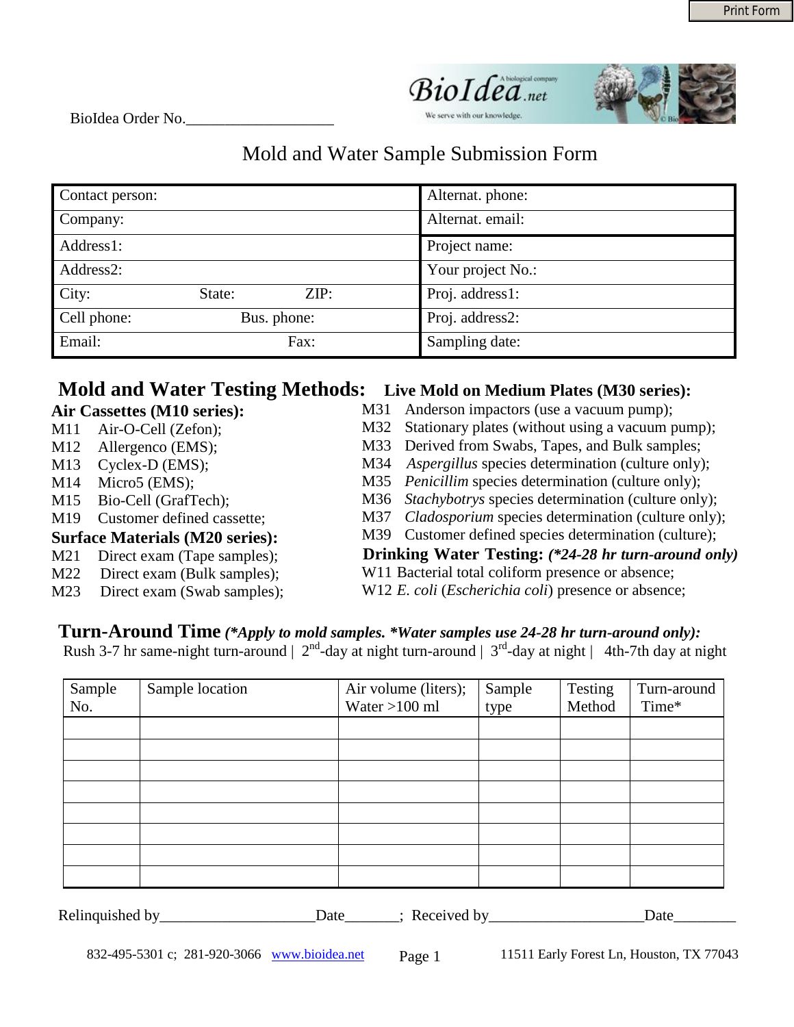BioIdea Order No.___________________

# Mold and Water Sample Submission Form

| Contact person: | Alternat. phone: |
| --- | --- |
| Company: | Alternat. email: |
| Address1: | Project name: |
| Address2: | Your project No.: |
| City: State: ZIP: | Proj. address1: |
| Cell phone: Bus. phone: | Proj. address2: |
| Email: Fax: | Sampling date: |

## Mold and Water Testing Methods:

**Air Cassettes (M10 series):**

M11 Air-O-Cell (Zefon);
M12 Allergenco (EMS);
M13 Cyclex-D (EMS);
M14 Micro5 (EMS);
M15 Bio-Cell (GrafTech);
M19 Customer defined cassette;

**Surface Materials (M20 series):**

M21 Direct exam (Tape samples);
M22 Direct exam (Bulk samples);
M23 Direct exam (Swab samples);

**Live Mold on Medium Plates (M30 series):**

M31 Anderson impactors (use a vacuum pump);
M32 Stationary plates (without using a vacuum pump);
M33 Derived from Swabs, Tapes, and Bulk samples;
M34 *Aspergillus* species determination (culture only);
M35 *Penicillim* species determination (culture only);
M36 *Stachybotrys* species determination (culture only);
M37 *Cladosporium* species determination (culture only);
M39 Customer defined species determination (culture);

**Drinking Water Testing:** ***(*24-28 hr turn-around only)***

W11 Bacterial total coliform presence or absence;
W12 *E. coli* (*Escherichia coli*) presence or absence;

## Turn-Around Time ***(*Apply to mold samples. *Water samples use 24-28 hr turn-around only):***

Rush 3-7 hr same-night turn-around | 2nd-day at night turn-around | 3rd-day at night | 4th-7th day at night

| Sample No. | Sample location | Air volume (liters); Water >100 ml | Sample type | Testing Method | Turn-around Time* |
| --- | --- | --- | --- | --- | --- |
| | | | | | |
| | | | | | |
| | | | | | |
| | | | | | |
| | | | | | |
| | | | | | |
| | | | | | |
| | | | | | |

Relinquished by____________________Date_______; Received by____________________Date________

832-495-5301 c; 281-920-3066 www.bioidea.net 11511 Early Forest Ln, Houston, TX 77043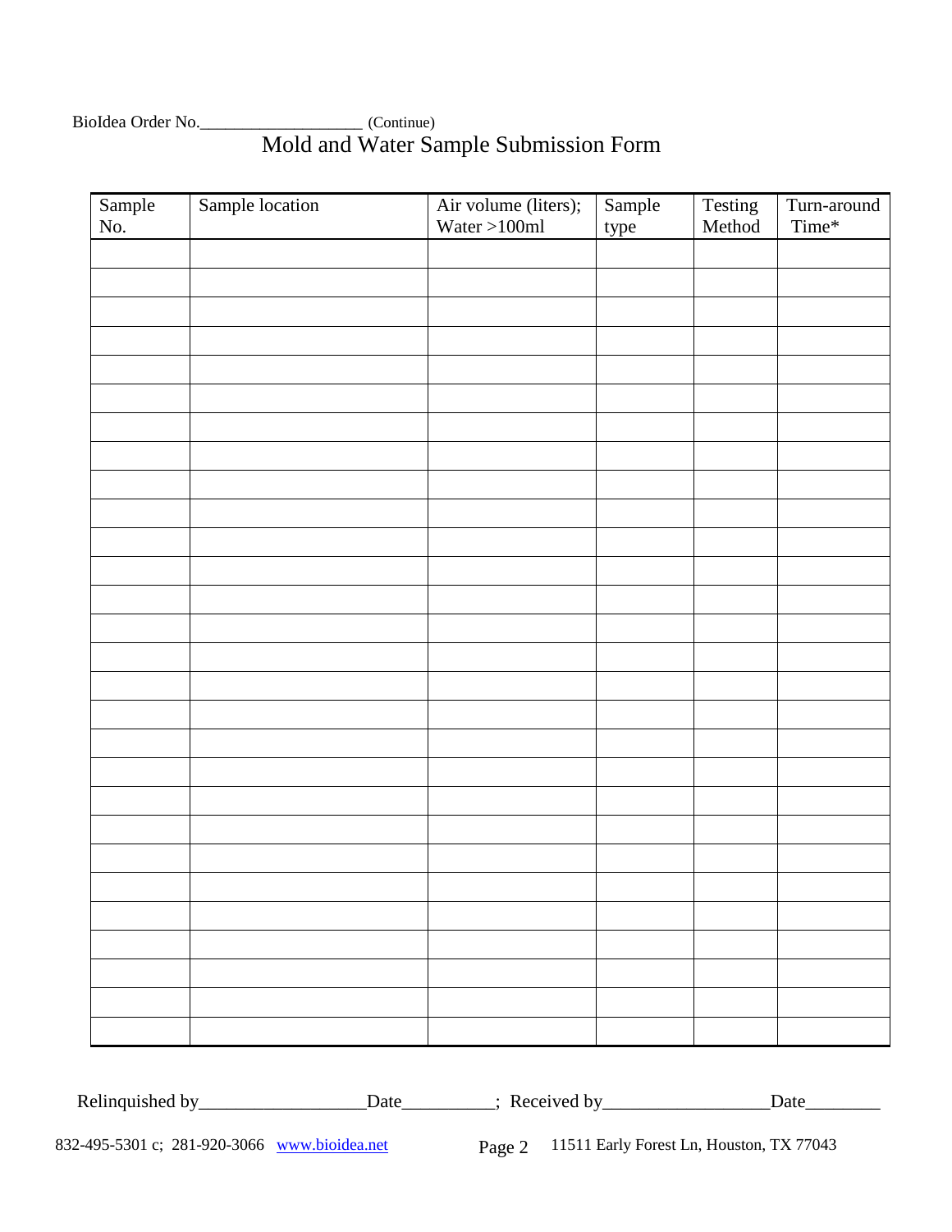BioIdea Order No.___________________ (Continue)

# Mold and Water Sample Submission Form

| Sample No. | Sample location | Air volume (liters); Water >100ml | Sample type | Testing Method | Turn-around Time* |
|---|---|---|---|---|---|
| | | | | | |
| | | | | | |
| | | | | | |
| | | | | | |
| | | | | | |
| | | | | | |
| | | | | | |
| | | | | | |
| | | | | | |
| | | | | | |
| | | | | | |
| | | | | | |
| | | | | | |
| | | | | | |
| | | | | | |
| | | | | | |
| | | | | | |
| | | | | | |
| | | | | | |
| | | | | | |
| | | | | | |
| | | | | | |
| | | | | | |
| | | | | | |
| | | | | | |
| | | | | | |
| | | | | | |
| | | | | | |

Relinquished by__________________Date__________; Received by__________________Date________

832-495-5301 c; 281-920-3066 www.bioidea.net 11511 Early Forest Ln, Houston, TX 77043